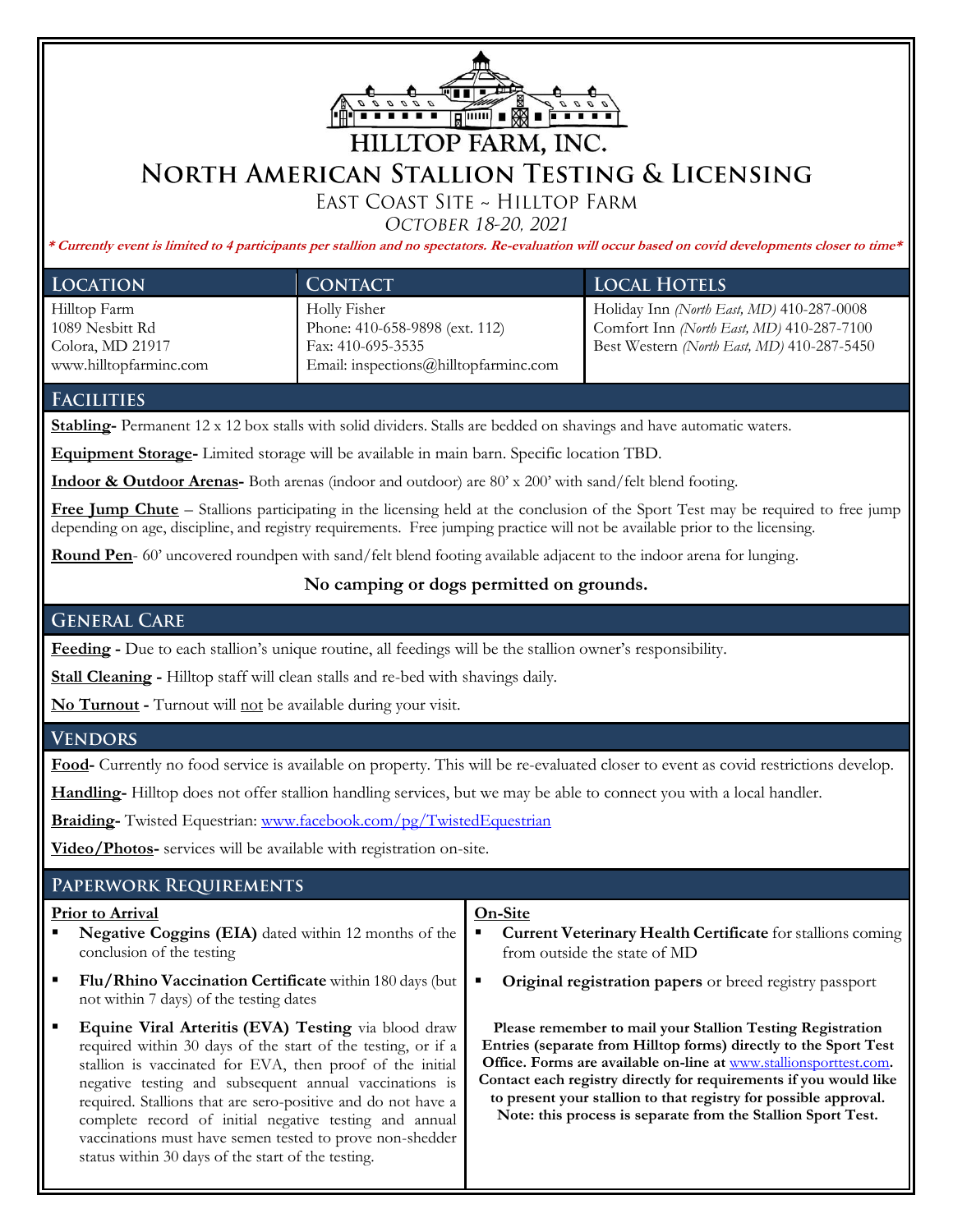# HILLTOP FARM, INC.

## North American Stallion Testing & Licensing

East Coast Site ~ Hilltop Farm

*October 18-20, 2021*

***\* Currently event is limited to 4 participants per stallion and no spectators. Re-evaluation will occur based on covid developments closer to time\****

| Location | Contact | Local Hotels |
|---|---|---|
| Hilltop Farm<br>1089 Nesbitt Rd<br>Colora, MD 21917<br>www.hilltopfarminc.com | Holly Fisher<br>Phone: 410-658-9898 (ext. 112)<br>Fax: 410-695-3535<br>Email: inspections@hilltopfarminc.com | Holiday Inn *(North East, MD)* 410-287-0008<br>Comfort Inn *(North East, MD)* 410-287-7100<br>Best Western *(North East, MD)* 410-287-5450 |

## Facilities

**Stabling-** Permanent 12 x 12 box stalls with solid dividers. Stalls are bedded on shavings and have automatic waters.

**Equipment Storage-** Limited storage will be available in main barn. Specific location TBD.

**Indoor & Outdoor Arenas-** Both arenas (indoor and outdoor) are 80' x 200' with sand/felt blend footing.

**Free Jump Chute** – Stallions participating in the licensing held at the conclusion of the Sport Test may be required to free jump depending on age, discipline, and registry requirements. Free jumping practice will not be available prior to the licensing.

**Round Pen**- 60' uncovered roundpen with sand/felt blend footing available adjacent to the indoor arena for lunging.

**No camping or dogs permitted on grounds.**

## General Care

**Feeding -** Due to each stallion's unique routine, all feedings will be the stallion owner's responsibility.

**Stall Cleaning -** Hilltop staff will clean stalls and re-bed with shavings daily.

**No Turnout -** Turnout will not be available during your visit.

## Vendors

**Food-** Currently no food service is available on property. This will be re-evaluated closer to event as covid restrictions develop.

**Handling-** Hilltop does not offer stallion handling services, but we may be able to connect you with a local handler.

**Braiding-** Twisted Equestrian: www.facebook.com/pg/TwistedEquestrian

**Video/Photos-** services will be available with registration on-site.

## Paperwork Requirements

**Prior to Arrival**

- **Negative Coggins (EIA)** dated within 12 months of the conclusion of the testing
- **Flu/Rhino Vaccination Certificate** within 180 days (but not within 7 days) of the testing dates
- **Equine Viral Arteritis (EVA) Testing** via blood draw required within 30 days of the start of the testing, or if a stallion is vaccinated for EVA, then proof of the initial negative testing and subsequent annual vaccinations is required. Stallions that are sero-positive and do not have a complete record of initial negative testing and annual vaccinations must have semen tested to prove non-shedder status within 30 days of the start of the testing.

**On-Site**

- **Current Veterinary Health Certificate** for stallions coming from outside the state of MD
- **Original registration papers** or breed registry passport

**Please remember to mail your Stallion Testing Registration Entries (separate from Hilltop forms) directly to the Sport Test Office. Forms are available on-line at www.stallionsporttest.com. Contact each registry directly for requirements if you would like to present your stallion to that registry for possible approval. Note: this process is separate from the Stallion Sport Test.**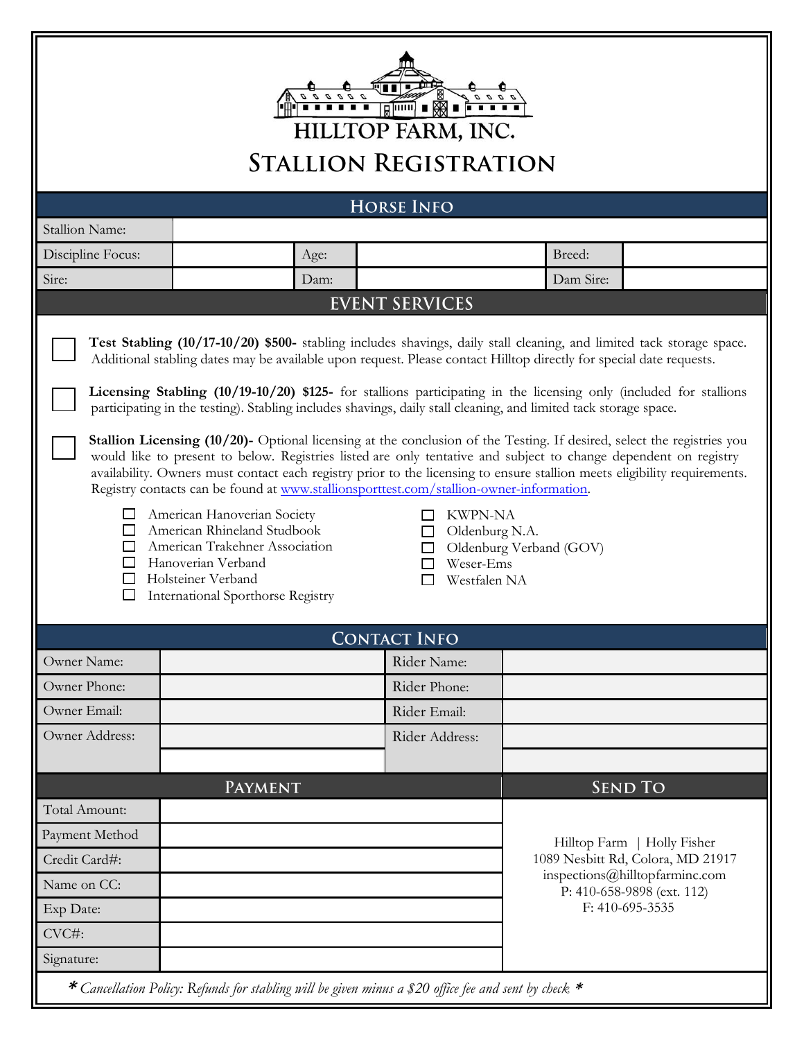# HILLTOP FARM, INC.

# Stallion Registration

## Horse Info

| Stallion Name: | | | | | |
|---|---|---|---|---|---|
| Discipline Focus: | | Age: | | Breed: | |
| Sire: | | Dam: | | Dam Sire: | |

## EVENT SERVICES

☐ **Test Stabling (10/17-10/20) $500-** stabling includes shavings, daily stall cleaning, and limited tack storage space. Additional stabling dates may be available upon request. Please contact Hilltop directly for special date requests.

☐ **Licensing Stabling (10/19-10/20) $125-** for stallions participating in the licensing only (included for stallions participating in the testing). Stabling includes shavings, daily stall cleaning, and limited tack storage space.

☐ **Stallion Licensing (10/20)-** Optional licensing at the conclusion of the Testing. If desired, select the registries you would like to present to below. Registries listed are only tentative and subject to change dependent on registry availability. Owners must contact each registry prior to the licensing to ensure stallion meets eligibility requirements. Registry contacts can be found at [www.stallionsporttest.com/stallion-owner-information](www.stallionsporttest.com/stallion-owner-information).

- ☐ American Hanoverian Society
- ☐ American Rhineland Studbook
- ☐ American Trakehner Association
- ☐ Hanoverian Verband
- ☐ Holsteiner Verband
- ☐ International Sporthorse Registry
- ☐ KWPN-NA
- ☐ Oldenburg N.A.
- ☐ Oldenburg Verband (GOV)
- ☐ Weser-Ems
- ☐ Westfalen NA

## Contact Info

| Owner Name: | | Rider Name: | |
|---|---|---|---|
| Owner Phone: | | Rider Phone: | |
| Owner Email: | | Rider Email: | |
| Owner Address: | | Rider Address: | |
| | | | |

## Payment

| Total Amount: | |
|---|---|
| Payment Method | |
| Credit Card#: | |
| Name on CC: | |
| Exp Date: | |
| CVC#: | |
| Signature: | |

## Send To

Hilltop Farm | Holly Fisher
1089 Nesbitt Rd, Colora, MD 21917
inspections@hilltopfarminc.com
P: 410-658-9898 (ext. 112)
F: 410-695-3535

*\* Cancellation Policy: Refunds for stabling will be given minus a $20 office fee and sent by check. \**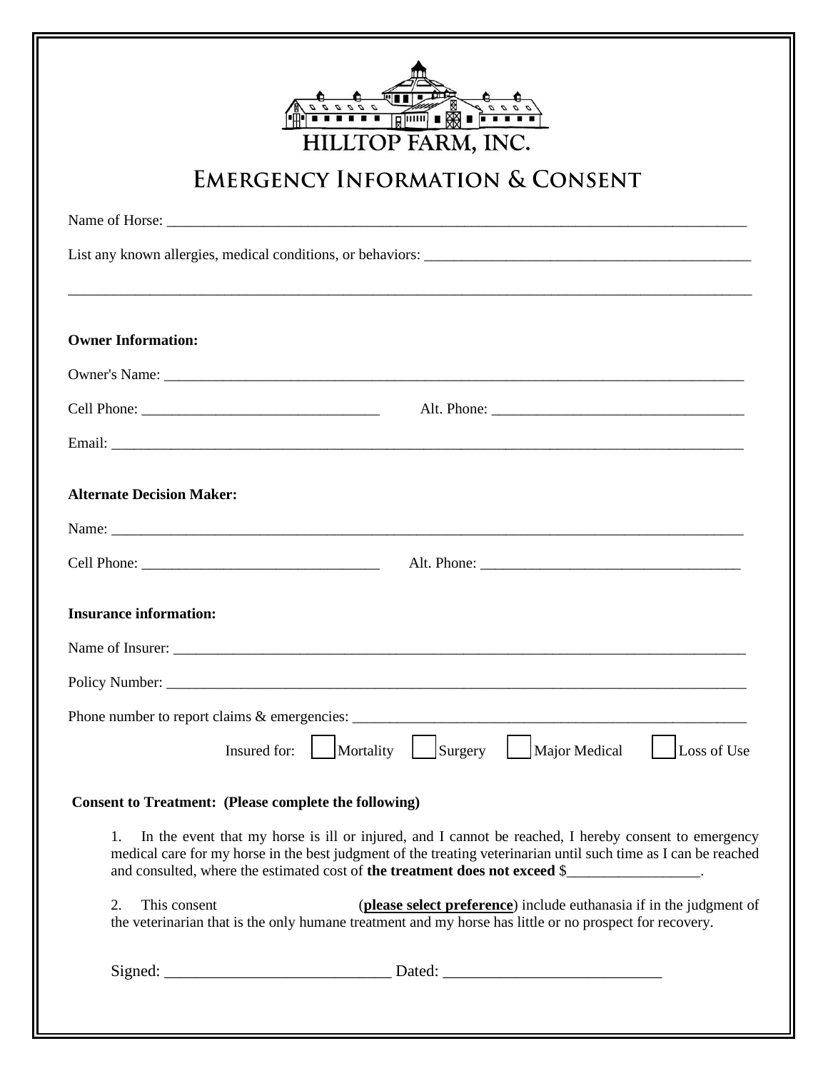# HILLTOP FARM, INC.

## Emergency Information & Consent

Name of Horse: ___________________________________________________________________________

List any known allergies, medical conditions, or behaviors: _________________________________________

_________________________________________________________________________________________

**Owner Information:**

Owner's Name: ___________________________________________________________________________

Cell Phone: ______________________________ Alt. Phone: ________________________________

Email: _________________________________________________________________________________

**Alternate Decision Maker:**

Name: _________________________________________________________________________________

Cell Phone: ______________________________ Alt. Phone: ________________________________

**Insurance information:**

Name of Insurer: _________________________________________________________________________

Policy Number: __________________________________________________________________________

Phone number to report claims & emergencies: ______________________________________________

Insured for: ☐ Mortality ☐ Surgery ☐ Major Medical ☐ Loss of Use

**Consent to Treatment: (Please complete the following)**

1. In the event that my horse is ill or injured, and I cannot be reached, I hereby consent to emergency medical care for my horse in the best judgment of the treating veterinarian until such time as I can be reached and consulted, where the estimated cost of **the treatment does not exceed** $__________________.

2. This consent (**please select preference**) include euthanasia if in the judgment of the veterinarian that is the only humane treatment and my horse has little or no prospect for recovery.

Signed: ___________________________ Dated: __________________________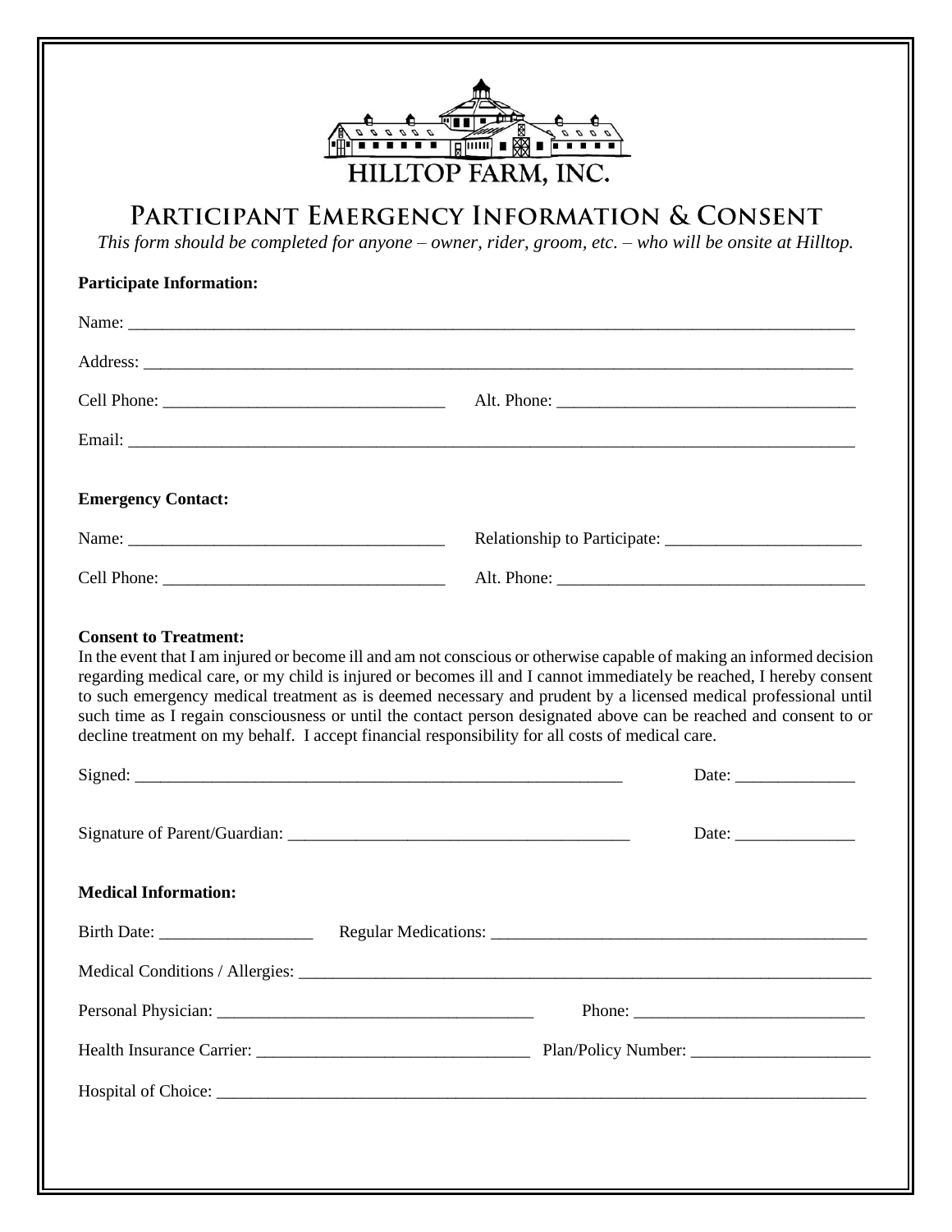HILLTOP FARM, INC.

# Participant Emergency Information & Consent

*This form should be completed for anyone – owner, rider, groom, etc. – who will be onsite at Hilltop.*

**Participate Information:**

Name: ______________________________________________________________________________

Address: ____________________________________________________________________________

Cell Phone: _________________________________ Alt. Phone: ___________________________________

Email: ______________________________________________________________________________

**Emergency Contact:**

Name: ______________________________________ Relationship to Participate: _______________________

Cell Phone: _________________________________ Alt. Phone: ___________________________________

**Consent to Treatment:**

In the event that I am injured or become ill and am not conscious or otherwise capable of making an informed decision regarding medical care, or my child is injured or becomes ill and I cannot immediately be reached, I hereby consent to such emergency medical treatment as is deemed necessary and prudent by a licensed medical professional until such time as I regain consciousness or until the contact person designated above can be reached and consent to or decline treatment on my behalf. I accept financial responsibility for all costs of medical care.

Signed: ___________________________________________________________ Date: ______________

Signature of Parent/Guardian: ________________________________________ Date: ______________

**Medical Information:**

Birth Date: __________________ Regular Medications: _____________________________________________

Medical Conditions / Allergies: _______________________________________________________________

Personal Physician: _____________________________________ Phone: ___________________________

Health Insurance Carrier: ________________________________ Plan/Policy Number: _____________________

Hospital of Choice: ______________________________________________________________________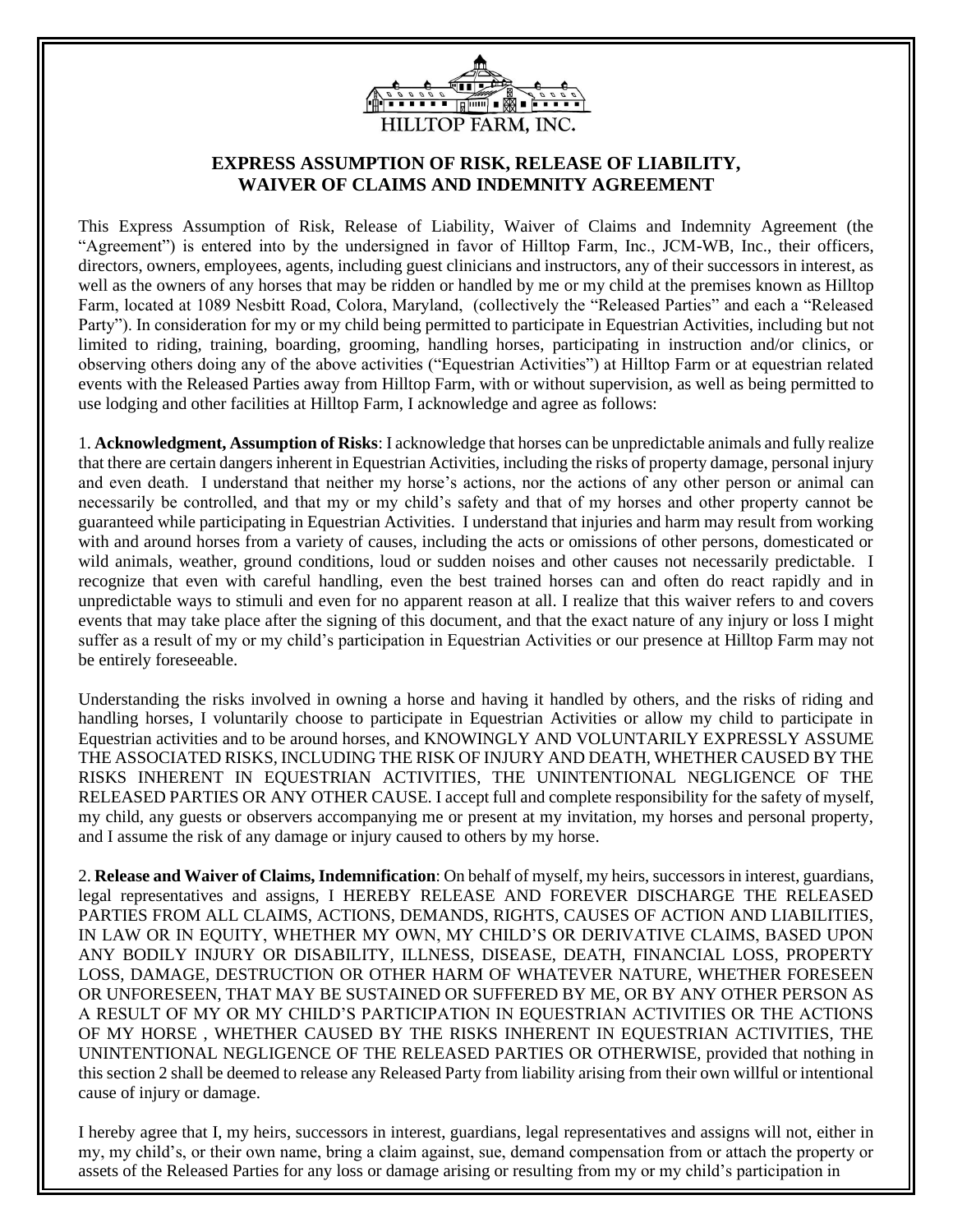HILLTOP FARM, INC.

## EXPRESS ASSUMPTION OF RISK, RELEASE OF LIABILITY, WAIVER OF CLAIMS AND INDEMNITY AGREEMENT

This Express Assumption of Risk, Release of Liability, Waiver of Claims and Indemnity Agreement (the "Agreement") is entered into by the undersigned in favor of Hilltop Farm, Inc., JCM-WB, Inc., their officers, directors, owners, employees, agents, including guest clinicians and instructors, any of their successors in interest, as well as the owners of any horses that may be ridden or handled by me or my child at the premises known as Hilltop Farm, located at 1089 Nesbitt Road, Colora, Maryland, (collectively the "Released Parties" and each a "Released Party"). In consideration for my or my child being permitted to participate in Equestrian Activities, including but not limited to riding, training, boarding, grooming, handling horses, participating in instruction and/or clinics, or observing others doing any of the above activities ("Equestrian Activities") at Hilltop Farm or at equestrian related events with the Released Parties away from Hilltop Farm, with or without supervision, as well as being permitted to use lodging and other facilities at Hilltop Farm, I acknowledge and agree as follows:

1. **Acknowledgment, Assumption of Risks**: I acknowledge that horses can be unpredictable animals and fully realize that there are certain dangers inherent in Equestrian Activities, including the risks of property damage, personal injury and even death. I understand that neither my horse's actions, nor the actions of any other person or animal can necessarily be controlled, and that my or my child's safety and that of my horses and other property cannot be guaranteed while participating in Equestrian Activities. I understand that injuries and harm may result from working with and around horses from a variety of causes, including the acts or omissions of other persons, domesticated or wild animals, weather, ground conditions, loud or sudden noises and other causes not necessarily predictable. I recognize that even with careful handling, even the best trained horses can and often do react rapidly and in unpredictable ways to stimuli and even for no apparent reason at all. I realize that this waiver refers to and covers events that may take place after the signing of this document, and that the exact nature of any injury or loss I might suffer as a result of my or my child's participation in Equestrian Activities or our presence at Hilltop Farm may not be entirely foreseeable.

Understanding the risks involved in owning a horse and having it handled by others, and the risks of riding and handling horses, I voluntarily choose to participate in Equestrian Activities or allow my child to participate in Equestrian activities and to be around horses, and KNOWINGLY AND VOLUNTARILY EXPRESSLY ASSUME THE ASSOCIATED RISKS, INCLUDING THE RISK OF INJURY AND DEATH, WHETHER CAUSED BY THE RISKS INHERENT IN EQUESTRIAN ACTIVITIES, THE UNINTENTIONAL NEGLIGENCE OF THE RELEASED PARTIES OR ANY OTHER CAUSE. I accept full and complete responsibility for the safety of myself, my child, any guests or observers accompanying me or present at my invitation, my horses and personal property, and I assume the risk of any damage or injury caused to others by my horse.

2. **Release and Waiver of Claims, Indemnification**: On behalf of myself, my heirs, successors in interest, guardians, legal representatives and assigns, I HEREBY RELEASE AND FOREVER DISCHARGE THE RELEASED PARTIES FROM ALL CLAIMS, ACTIONS, DEMANDS, RIGHTS, CAUSES OF ACTION AND LIABILITIES, IN LAW OR IN EQUITY, WHETHER MY OWN, MY CHILD'S OR DERIVATIVE CLAIMS, BASED UPON ANY BODILY INJURY OR DISABILITY, ILLNESS, DISEASE, DEATH, FINANCIAL LOSS, PROPERTY LOSS, DAMAGE, DESTRUCTION OR OTHER HARM OF WHATEVER NATURE, WHETHER FORESEEN OR UNFORESEEN, THAT MAY BE SUSTAINED OR SUFFERED BY ME, OR BY ANY OTHER PERSON AS A RESULT OF MY OR MY CHILD'S PARTICIPATION IN EQUESTRIAN ACTIVITIES OR THE ACTIONS OF MY HORSE , WHETHER CAUSED BY THE RISKS INHERENT IN EQUESTRIAN ACTIVITIES, THE UNINTENTIONAL NEGLIGENCE OF THE RELEASED PARTIES OR OTHERWISE, provided that nothing in this section 2 shall be deemed to release any Released Party from liability arising from their own willful or intentional cause of injury or damage.

I hereby agree that I, my heirs, successors in interest, guardians, legal representatives and assigns will not, either in my, my child's, or their own name, bring a claim against, sue, demand compensation from or attach the property or assets of the Released Parties for any loss or damage arising or resulting from my or my child's participation in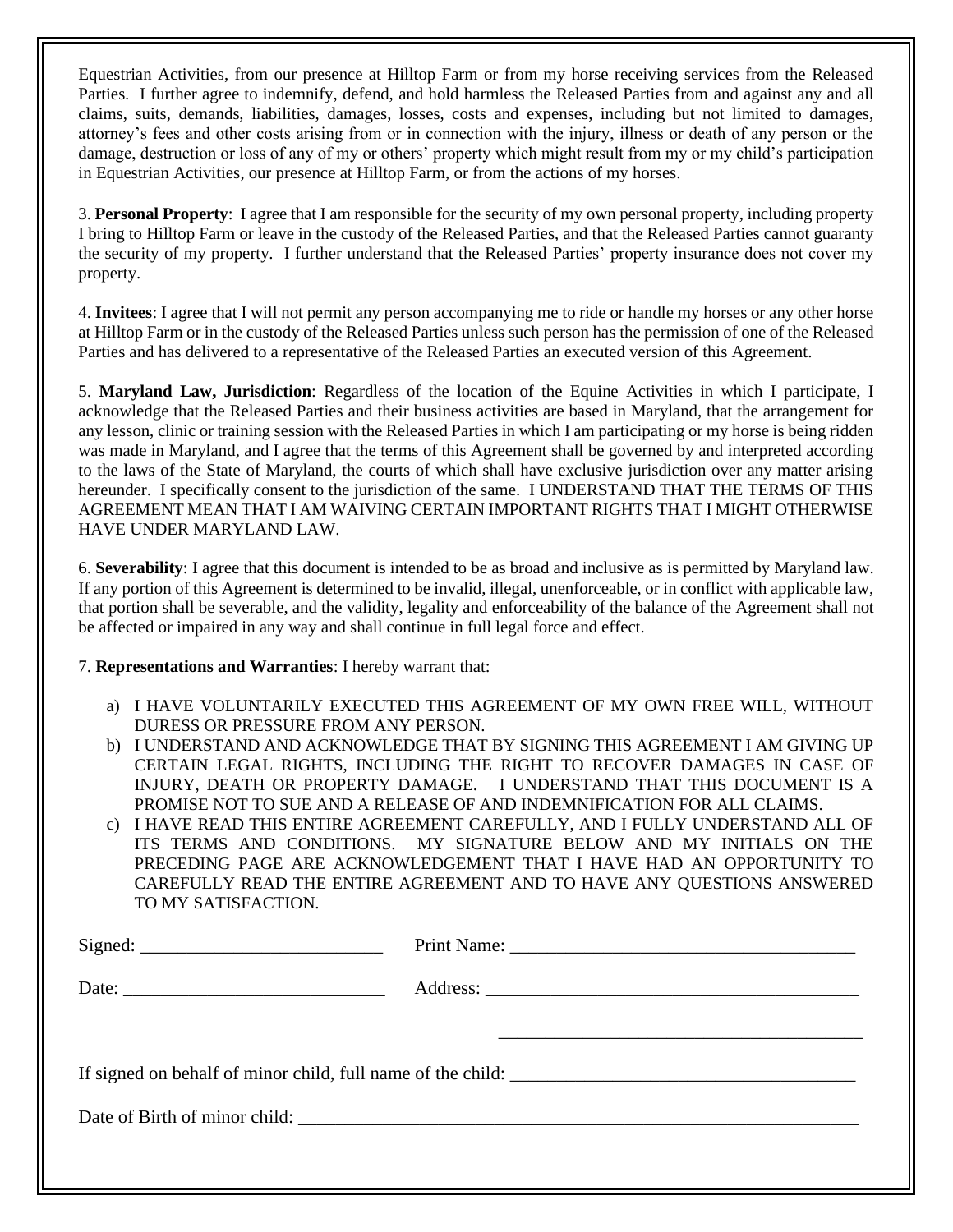Equestrian Activities, from our presence at Hilltop Farm or from my horse receiving services from the Released Parties. I further agree to indemnify, defend, and hold harmless the Released Parties from and against any and all claims, suits, demands, liabilities, damages, losses, costs and expenses, including but not limited to damages, attorney's fees and other costs arising from or in connection with the injury, illness or death of any person or the damage, destruction or loss of any of my or others' property which might result from my or my child's participation in Equestrian Activities, our presence at Hilltop Farm, or from the actions of my horses.

3. **Personal Property**: I agree that I am responsible for the security of my own personal property, including property I bring to Hilltop Farm or leave in the custody of the Released Parties, and that the Released Parties cannot guaranty the security of my property. I further understand that the Released Parties' property insurance does not cover my property.

4. **Invitees**: I agree that I will not permit any person accompanying me to ride or handle my horses or any other horse at Hilltop Farm or in the custody of the Released Parties unless such person has the permission of one of the Released Parties and has delivered to a representative of the Released Parties an executed version of this Agreement.

5. **Maryland Law, Jurisdiction**: Regardless of the location of the Equine Activities in which I participate, I acknowledge that the Released Parties and their business activities are based in Maryland, that the arrangement for any lesson, clinic or training session with the Released Parties in which I am participating or my horse is being ridden was made in Maryland, and I agree that the terms of this Agreement shall be governed by and interpreted according to the laws of the State of Maryland, the courts of which shall have exclusive jurisdiction over any matter arising hereunder. I specifically consent to the jurisdiction of the same. I UNDERSTAND THAT THE TERMS OF THIS AGREEMENT MEAN THAT I AM WAIVING CERTAIN IMPORTANT RIGHTS THAT I MIGHT OTHERWISE HAVE UNDER MARYLAND LAW.

6. **Severability**: I agree that this document is intended to be as broad and inclusive as is permitted by Maryland law. If any portion of this Agreement is determined to be invalid, illegal, unenforceable, or in conflict with applicable law, that portion shall be severable, and the validity, legality and enforceability of the balance of the Agreement shall not be affected or impaired in any way and shall continue in full legal force and effect.

7. **Representations and Warranties**: I hereby warrant that:

a) I HAVE VOLUNTARILY EXECUTED THIS AGREEMENT OF MY OWN FREE WILL, WITHOUT DURESS OR PRESSURE FROM ANY PERSON.

b) I UNDERSTAND AND ACKNOWLEDGE THAT BY SIGNING THIS AGREEMENT I AM GIVING UP CERTAIN LEGAL RIGHTS, INCLUDING THE RIGHT TO RECOVER DAMAGES IN CASE OF INJURY, DEATH OR PROPERTY DAMAGE. I UNDERSTAND THAT THIS DOCUMENT IS A PROMISE NOT TO SUE AND A RELEASE OF AND INDEMNIFICATION FOR ALL CLAIMS.

c) I HAVE READ THIS ENTIRE AGREEMENT CAREFULLY, AND I FULLY UNDERSTAND ALL OF ITS TERMS AND CONDITIONS. MY SIGNATURE BELOW AND MY INITIALS ON THE PRECEDING PAGE ARE ACKNOWLEDGEMENT THAT I HAVE HAD AN OPPORTUNITY TO CAREFULLY READ THE ENTIRE AGREEMENT AND TO HAVE ANY QUESTIONS ANSWERED TO MY SATISFACTION.

Signed: __________________________ Print Name: _____________________________________

Date: ____________________________ Address: ________________________________________

________________________________________

If signed on behalf of minor child, full name of the child: _____________________________________

Date of Birth of minor child: ______________________________________________________________